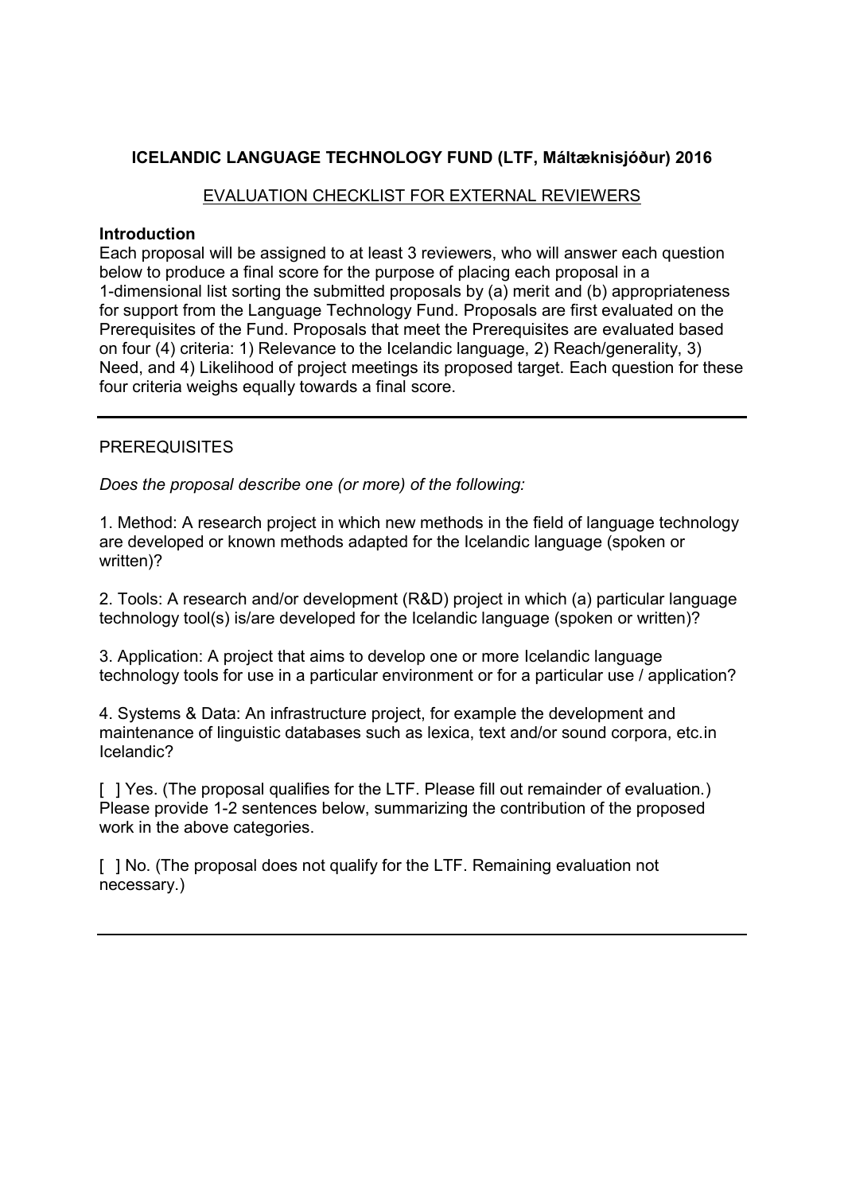**ICELANDIC LANGUAGE TECHNOLOGY FUND (LTF, Máltæknisjóður) 2016**

EVALUATION CHECKLIST FOR EXTERNAL REVIEWERS

**Introduction**

Each proposal will be assigned to at least 3 reviewers, who will answer each question below to produce a final score for the purpose of placing each proposal in a 1-dimensional list sorting the submitted proposals by (a) merit and (b) appropriateness for support from the Language Technology Fund. Proposals are first evaluated on the Prerequisites of the Fund. Proposals that meet the Prerequisites are evaluated based on four (4) criteria: 1) Relevance to the Icelandic language, 2) Reach/generality, 3) Need, and 4) Likelihood of project meetings its proposed target. Each question for these four criteria weighs equally towards a final score.

---

PREREQUISITES

*Does the proposal describe one (or more) of the following:*

1. Method: A research project in which new methods in the field of language technology are developed or known methods adapted for the Icelandic language (spoken or written)?

2. Tools: A research and/or development (R&D) project in which (a) particular language technology tool(s) is/are developed for the Icelandic language (spoken or written)?

3. Application: A project that aims to develop one or more Icelandic language technology tools for use in a particular environment or for a particular use / application?

4. Systems & Data: An infrastructure project, for example the development and maintenance of linguistic databases such as lexica, text and/or sound corpora, etc.in Icelandic?

[ ] Yes. (The proposal qualifies for the LTF. Please fill out remainder of evaluation.) Please provide 1-2 sentences below, summarizing the contribution of the proposed work in the above categories.

[ ] No. (The proposal does not qualify for the LTF. Remaining evaluation not necessary.)

---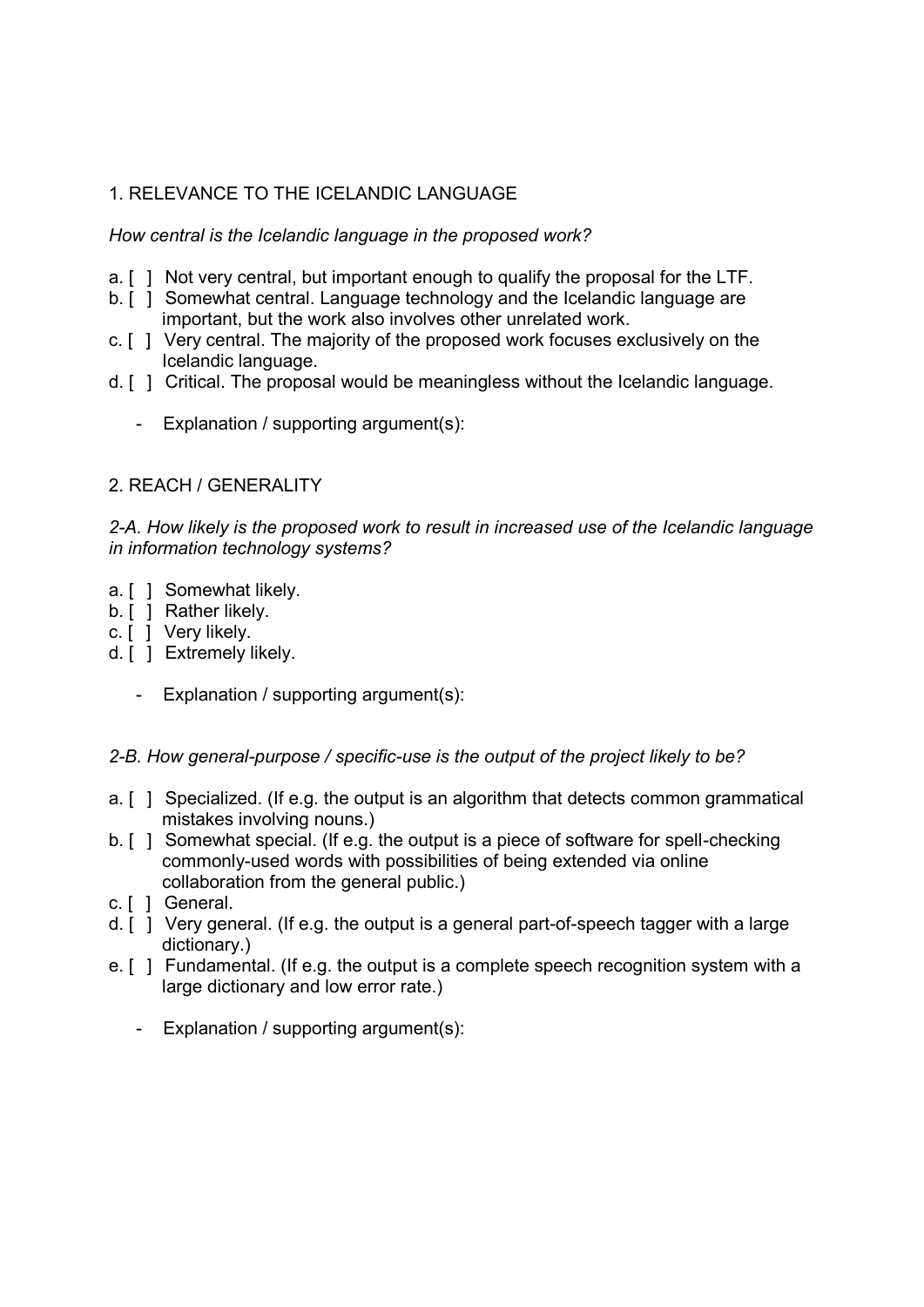## 1. RELEVANCE TO THE ICELANDIC LANGUAGE

*How central is the Icelandic language in the proposed work?*

a. [ ] Not very central, but important enough to qualify the proposal for the LTF.
b. [ ] Somewhat central. Language technology and the Icelandic language are important, but the work also involves other unrelated work.
c. [ ] Very central. The majority of the proposed work focuses exclusively on the Icelandic language.
d. [ ] Critical. The proposal would be meaningless without the Icelandic language.

- Explanation / supporting argument(s):

## 2. REACH / GENERALITY

*2-A. How likely is the proposed work to result in increased use of the Icelandic language in information technology systems?*

a. [ ] Somewhat likely.
b. [ ] Rather likely.
c. [ ] Very likely.
d. [ ] Extremely likely.

- Explanation / supporting argument(s):

*2-B. How general-purpose / specific-use is the output of the project likely to be?*

a. [ ] Specialized. (If e.g. the output is an algorithm that detects common grammatical mistakes involving nouns.)
b. [ ] Somewhat special. (If e.g. the output is a piece of software for spell-checking commonly-used words with possibilities of being extended via online collaboration from the general public.)
c. [ ] General.
d. [ ] Very general. (If e.g. the output is a general part-of-speech tagger with a large dictionary.)
e. [ ] Fundamental. (If e.g. the output is a complete speech recognition system with a large dictionary and low error rate.)

- Explanation / supporting argument(s):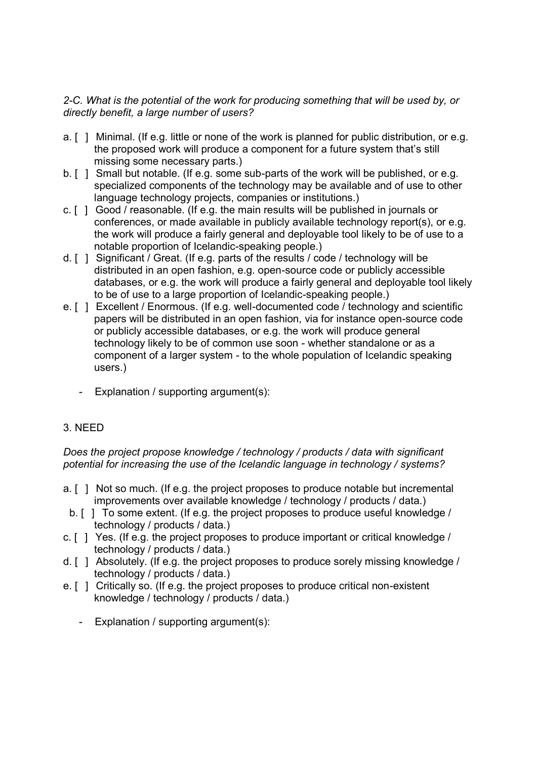*2-C. What is the potential of the work for producing something that will be used by, or directly benefit, a large number of users?*

a. [ ] Minimal. (If e.g. little or none of the work is planned for public distribution, or e.g. the proposed work will produce a component for a future system that's still missing some necessary parts.)

b. [ ] Small but notable. (If e.g. some sub-parts of the work will be published, or e.g. specialized components of the technology may be available and of use to other language technology projects, companies or institutions.)

c. [ ] Good / reasonable. (If e.g. the main results will be published in journals or conferences, or made available in publicly available technology report(s), or e.g. the work will produce a fairly general and deployable tool likely to be of use to a notable proportion of Icelandic-speaking people.)

d. [ ] Significant / Great. (If e.g. parts of the results / code / technology will be distributed in an open fashion, e.g. open-source code or publicly accessible databases, or e.g. the work will produce a fairly general and deployable tool likely to be of use to a large proportion of Icelandic-speaking people.)

e. [ ] Excellent / Enormous. (If e.g. well-documented code / technology and scientific papers will be distributed in an open fashion, via for instance open-source code or publicly accessible databases, or e.g. the work will produce general technology likely to be of common use soon - whether standalone or as a component of a larger system - to the whole population of Icelandic speaking users.)

- Explanation / supporting argument(s):

## 3. NEED

*Does the project propose knowledge / technology / products / data with significant potential for increasing the use of the Icelandic language in technology / systems?*

a. [ ] Not so much. (If e.g. the project proposes to produce notable but incremental improvements over available knowledge / technology / products / data.)

b. [ ] To some extent. (If e.g. the project proposes to produce useful knowledge / technology / products / data.)

c. [ ] Yes. (If e.g. the project proposes to produce important or critical knowledge / technology / products / data.)

d. [ ] Absolutely. (If e.g. the project proposes to produce sorely missing knowledge / technology / products / data.)

e. [ ] Critically so. (If e.g. the project proposes to produce critical non-existent knowledge / technology / products / data.)

- Explanation / supporting argument(s):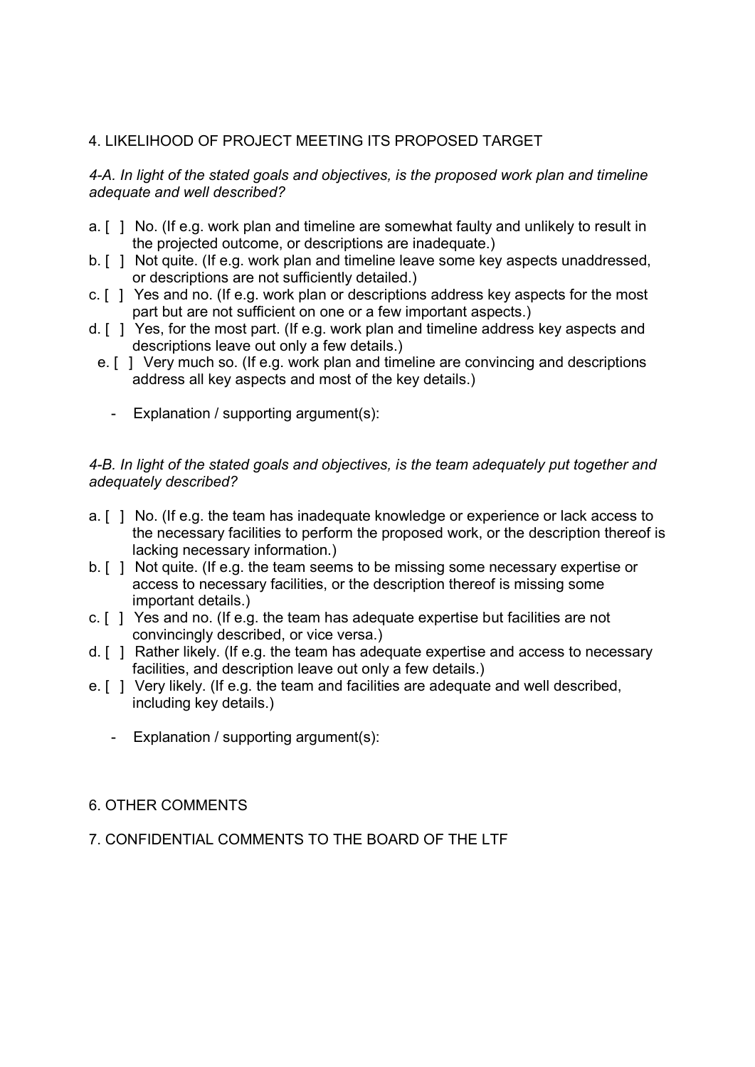## 4. LIKELIHOOD OF PROJECT MEETING ITS PROPOSED TARGET

*4-A. In light of the stated goals and objectives, is the proposed work plan and timeline adequate and well described?*

a. [ ] No. (If e.g. work plan and timeline are somewhat faulty and unlikely to result in the projected outcome, or descriptions are inadequate.)
b. [ ] Not quite. (If e.g. work plan and timeline leave some key aspects unaddressed, or descriptions are not sufficiently detailed.)
c. [ ] Yes and no. (If e.g. work plan or descriptions address key aspects for the most part but are not sufficient on one or a few important aspects.)
d. [ ] Yes, for the most part. (If e.g. work plan and timeline address key aspects and descriptions leave out only a few details.)
e. [ ] Very much so. (If e.g. work plan and timeline are convincing and descriptions address all key aspects and most of the key details.)

- Explanation / supporting argument(s):

*4-B. In light of the stated goals and objectives, is the team adequately put together and adequately described?*

a. [ ] No. (If e.g. the team has inadequate knowledge or experience or lack access to the necessary facilities to perform the proposed work, or the description thereof is lacking necessary information.)
b. [ ] Not quite. (If e.g. the team seems to be missing some necessary expertise or access to necessary facilities, or the description thereof is missing some important details.)
c. [ ] Yes and no. (If e.g. the team has adequate expertise but facilities are not convincingly described, or vice versa.)
d. [ ] Rather likely. (If e.g. the team has adequate expertise and access to necessary facilities, and description leave out only a few details.)
e. [ ] Very likely. (If e.g. the team and facilities are adequate and well described, including key details.)

- Explanation / supporting argument(s):

## 6. OTHER COMMENTS

## 7. CONFIDENTIAL COMMENTS TO THE BOARD OF THE LTF